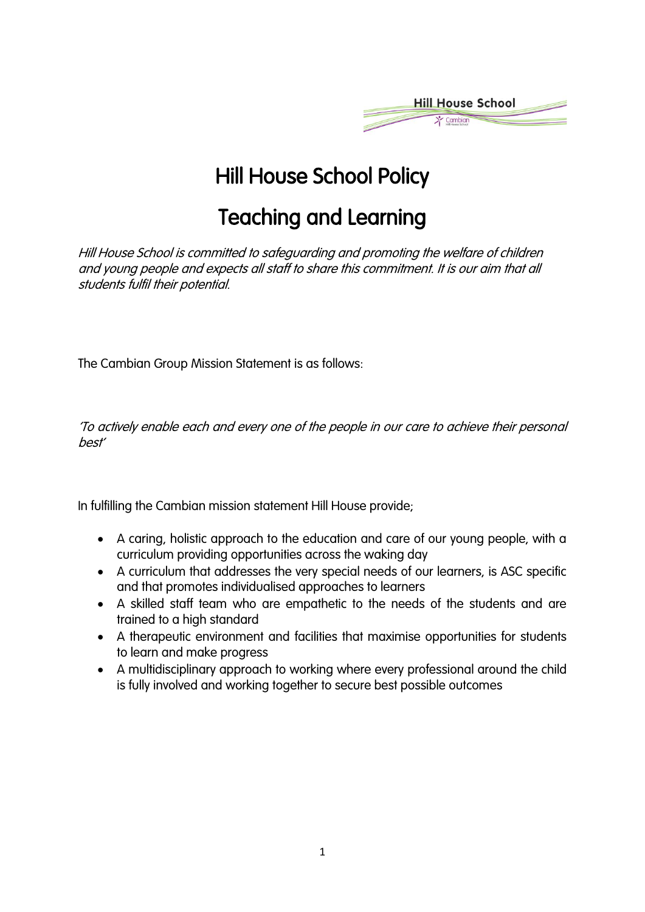# Hill House School Policy

# Teaching and Learning

*Hill House School is committed to safeguarding and promoting the welfare of children and young people and expects all staff to share this commitment. It is our aim that all students fulfil their potential.*

The Cambian Group Mission Statement is as follows:

*'To actively enable each and every one of the people in our care to achieve their personal best'*

In fulfilling the Cambian mission statement Hill House provide;

- A caring, holistic approach to the education and care of our young people, with a curriculum providing opportunities across the waking day
- A curriculum that addresses the very special needs of our learners, is ASC specific and that promotes individualised approaches to learners
- A skilled staff team who are empathetic to the needs of the students and are trained to a high standard
- A therapeutic environment and facilities that maximise opportunities for students to learn and make progress
- A multidisciplinary approach to working where every professional around the child is fully involved and working together to secure best possible outcomes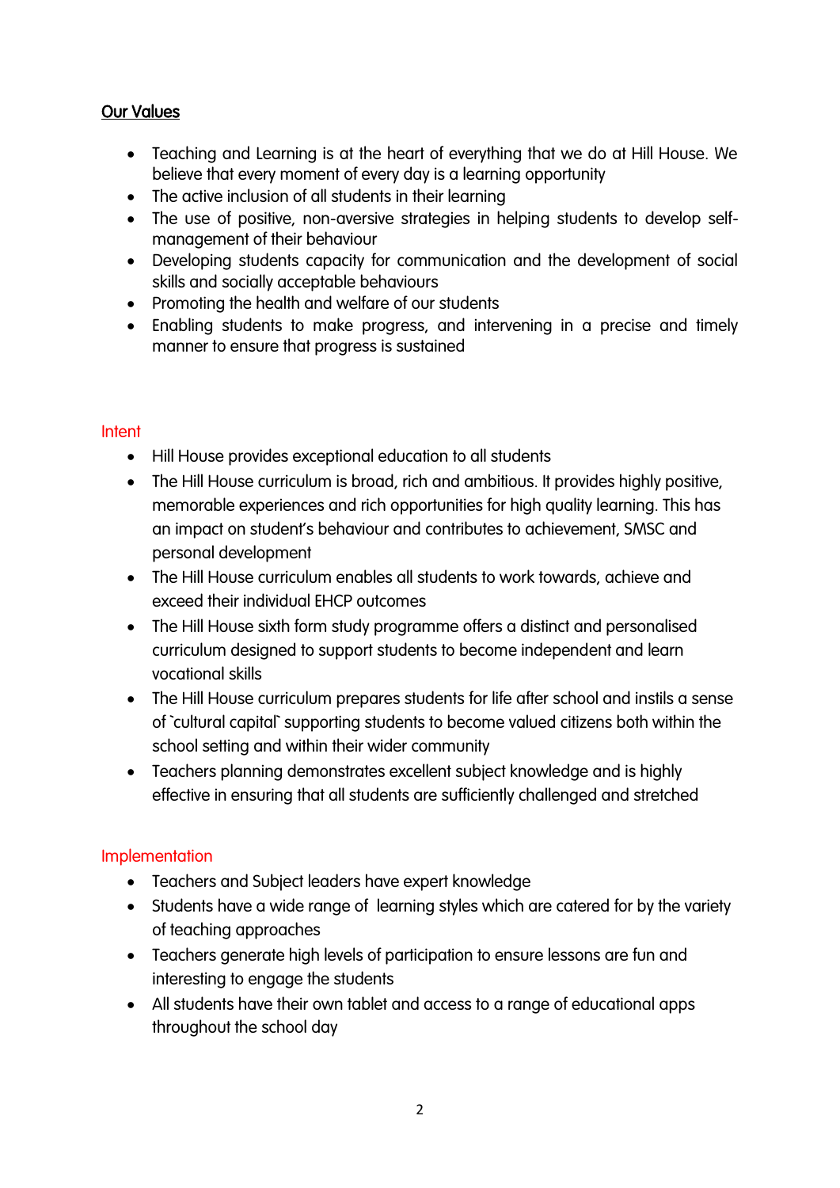## Our Values

- Teaching and Learning is at the heart of everything that we do at Hill House. We believe that every moment of every day is a learning opportunity
- The active inclusion of all students in their learning
- The use of positive, non-aversive strategies in helping students to develop self-management of their behaviour
- Developing students capacity for communication and the development of social skills and socially acceptable behaviours
- Promoting the health and welfare of our students
- Enabling students to make progress, and intervening in a precise and timely manner to ensure that progress is sustained

### Intent

- Hill House provides exceptional education to all students
- The Hill House curriculum is broad, rich and ambitious. It provides highly positive, memorable experiences and rich opportunities for high quality learning. This has an impact on student's behaviour and contributes to achievement, SMSC and personal development
- The Hill House curriculum enables all students to work towards, achieve and exceed their individual EHCP outcomes
- The Hill House sixth form study programme offers a distinct and personalised curriculum designed to support students to become independent and learn vocational skills
- The Hill House curriculum prepares students for life after school and instils a sense of `cultural capital` supporting students to become valued citizens both within the school setting and within their wider community
- Teachers planning demonstrates excellent subject knowledge and is highly effective in ensuring that all students are sufficiently challenged and stretched

### Implementation

- Teachers and Subject leaders have expert knowledge
- Students have a wide range of learning styles which are catered for by the variety of teaching approaches
- Teachers generate high levels of participation to ensure lessons are fun and interesting to engage the students
- All students have their own tablet and access to a range of educational apps throughout the school day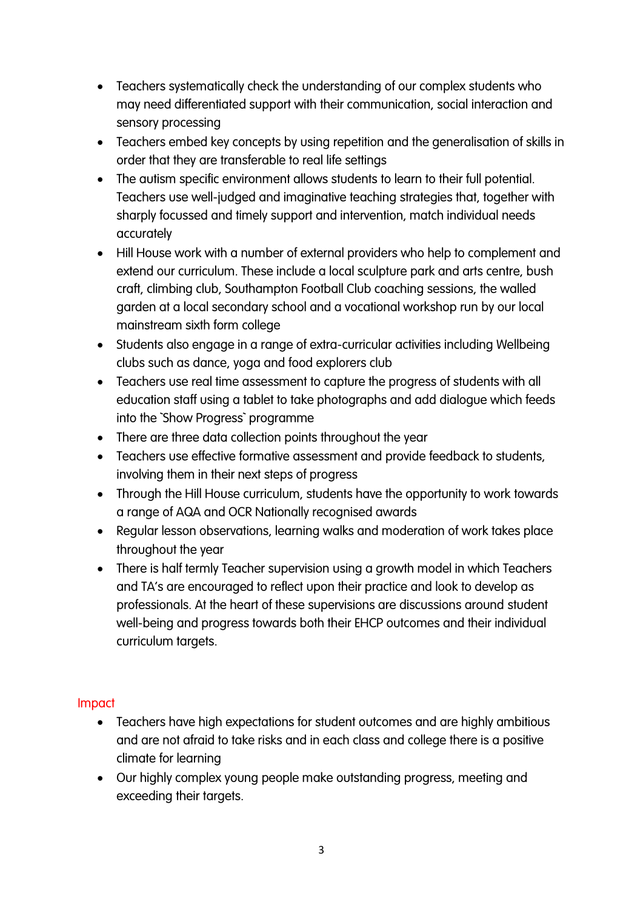- Teachers systematically check the understanding of our complex students who may need differentiated support with their communication, social interaction and sensory processing
- Teachers embed key concepts by using repetition and the generalisation of skills in order that they are transferable to real life settings
- The autism specific environment allows students to learn to their full potential. Teachers use well-judged and imaginative teaching strategies that, together with sharply focussed and timely support and intervention, match individual needs accurately
- Hill House work with a number of external providers who help to complement and extend our curriculum. These include a local sculpture park and arts centre, bush craft, climbing club, Southampton Football Club coaching sessions, the walled garden at a local secondary school and a vocational workshop run by our local mainstream sixth form college
- Students also engage in a range of extra-curricular activities including Wellbeing clubs such as dance, yoga and food explorers club
- Teachers use real time assessment to capture the progress of students with all education staff using a tablet to take photographs and add dialogue which feeds into the `Show Progress` programme
- There are three data collection points throughout the year
- Teachers use effective formative assessment and provide feedback to students, involving them in their next steps of progress
- Through the Hill House curriculum, students have the opportunity to work towards a range of AQA and OCR Nationally recognised awards
- Regular lesson observations, learning walks and moderation of work takes place throughout the year
- There is half termly Teacher supervision using a growth model in which Teachers and TA's are encouraged to reflect upon their practice and look to develop as professionals. At the heart of these supervisions are discussions around student well-being and progress towards both their EHCP outcomes and their individual curriculum targets.

## Impact

- Teachers have high expectations for student outcomes and are highly ambitious and are not afraid to take risks and in each class and college there is a positive climate for learning
- Our highly complex young people make outstanding progress, meeting and exceeding their targets.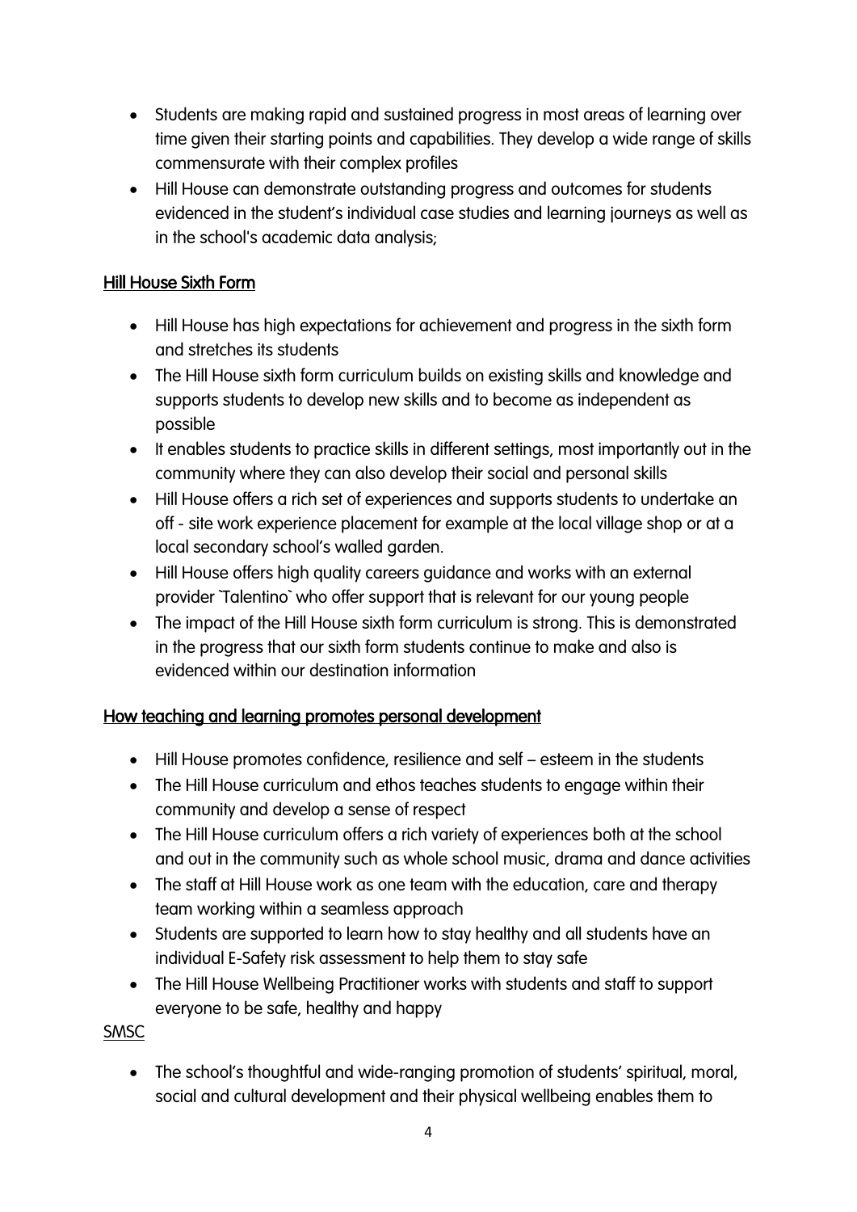- Students are making rapid and sustained progress in most areas of learning over time given their starting points and capabilities. They develop a wide range of skills commensurate with their complex profiles
- Hill House can demonstrate outstanding progress and outcomes for students evidenced in the student's individual case studies and learning journeys as well as in the school's academic data analysis;

## Hill House Sixth Form

- Hill House has high expectations for achievement and progress in the sixth form and stretches its students
- The Hill House sixth form curriculum builds on existing skills and knowledge and supports students to develop new skills and to become as independent as possible
- It enables students to practice skills in different settings, most importantly out in the community where they can also develop their social and personal skills
- Hill House offers a rich set of experiences and supports students to undertake an off - site work experience placement for example at the local village shop or at a local secondary school's walled garden.
- Hill House offers high quality careers guidance and works with an external provider `Talentino` who offer support that is relevant for our young people
- The impact of the Hill House sixth form curriculum is strong. This is demonstrated in the progress that our sixth form students continue to make and also is evidenced within our destination information

## How teaching and learning promotes personal development

- Hill House promotes confidence, resilience and self – esteem in the students
- The Hill House curriculum and ethos teaches students to engage within their community and develop a sense of respect
- The Hill House curriculum offers a rich variety of experiences both at the school and out in the community such as whole school music, drama and dance activities
- The staff at Hill House work as one team with the education, care and therapy team working within a seamless approach
- Students are supported to learn how to stay healthy and all students have an individual E-Safety risk assessment to help them to stay safe
- The Hill House Wellbeing Practitioner works with students and staff to support everyone to be safe, healthy and happy

## SMSC

- The school's thoughtful and wide-ranging promotion of students' spiritual, moral, social and cultural development and their physical wellbeing enables them to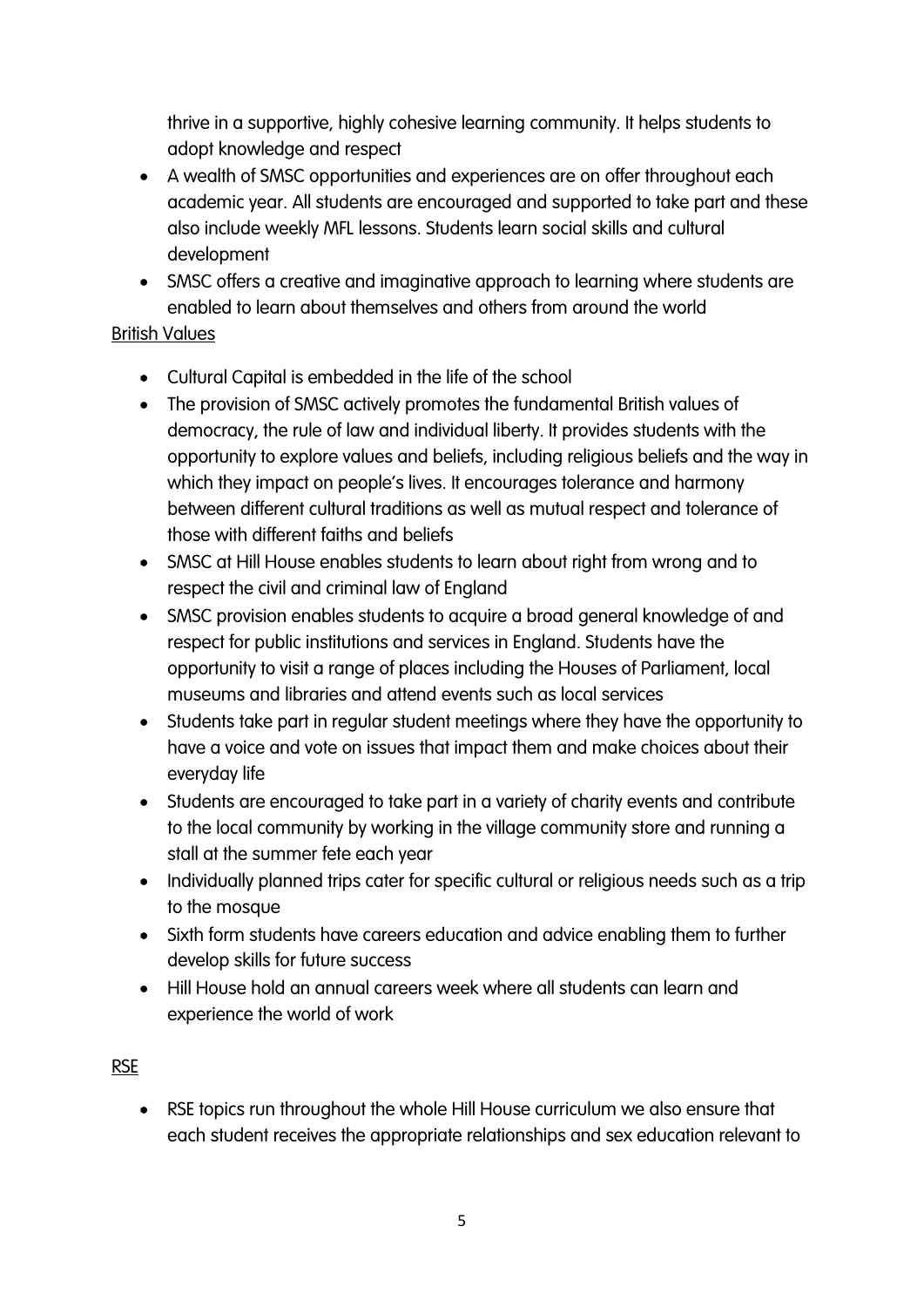thrive in a supportive, highly cohesive learning community. It helps students to adopt knowledge and respect

- A wealth of SMSC opportunities and experiences are on offer throughout each academic year. All students are encouraged and supported to take part and these also include weekly MFL lessons. Students learn social skills and cultural development
- SMSC offers a creative and imaginative approach to learning where students are enabled to learn about themselves and others from around the world

British Values

- Cultural Capital is embedded in the life of the school
- The provision of SMSC actively promotes the fundamental British values of democracy, the rule of law and individual liberty. It provides students with the opportunity to explore values and beliefs, including religious beliefs and the way in which they impact on people's lives. It encourages tolerance and harmony between different cultural traditions as well as mutual respect and tolerance of those with different faiths and beliefs
- SMSC at Hill House enables students to learn about right from wrong and to respect the civil and criminal law of England
- SMSC provision enables students to acquire a broad general knowledge of and respect for public institutions and services in England. Students have the opportunity to visit a range of places including the Houses of Parliament, local museums and libraries and attend events such as local services
- Students take part in regular student meetings where they have the opportunity to have a voice and vote on issues that impact them and make choices about their everyday life
- Students are encouraged to take part in a variety of charity events and contribute to the local community by working in the village community store and running a stall at the summer fete each year
- Individually planned trips cater for specific cultural or religious needs such as a trip to the mosque
- Sixth form students have careers education and advice enabling them to further develop skills for future success
- Hill House hold an annual careers week where all students can learn and experience the world of work

RSE

- RSE topics run throughout the whole Hill House curriculum we also ensure that each student receives the appropriate relationships and sex education relevant to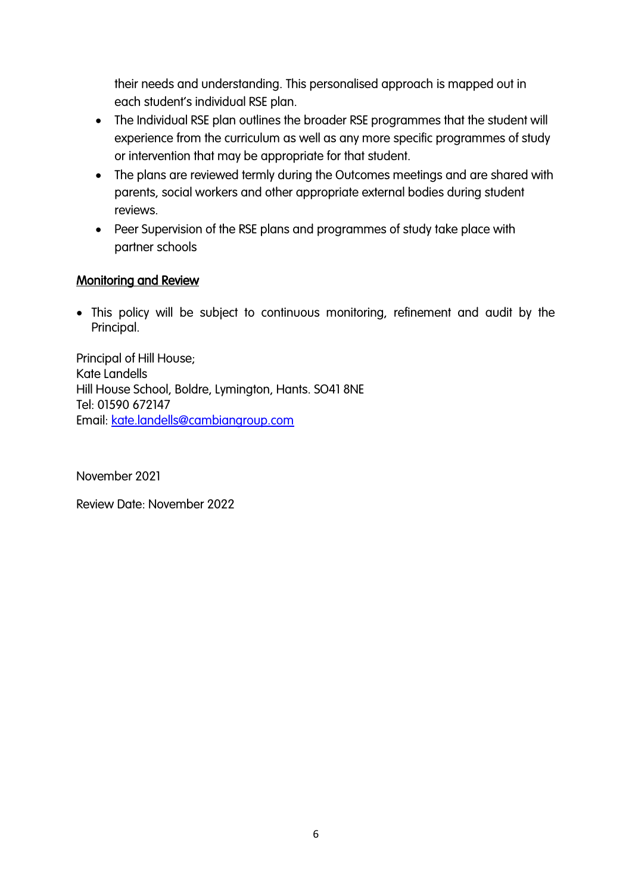their needs and understanding. This personalised approach is mapped out in each student's individual RSE plan.

- The Individual RSE plan outlines the broader RSE programmes that the student will experience from the curriculum as well as any more specific programmes of study or intervention that may be appropriate for that student.
- The plans are reviewed termly during the Outcomes meetings and are shared with parents, social workers and other appropriate external bodies during student reviews.
- Peer Supervision of the RSE plans and programmes of study take place with partner schools

## Monitoring and Review

- This policy will be subject to continuous monitoring, refinement and audit by the Principal.

Principal of Hill House;
Kate Landells
Hill House School, Boldre, Lymington, Hants. SO41 8NE
Tel: 01590 672147
Email: [kate.landells@cambiangroup.com](mailto:kate.landells@cambiangroup.com)

November 2021

Review Date: November 2022